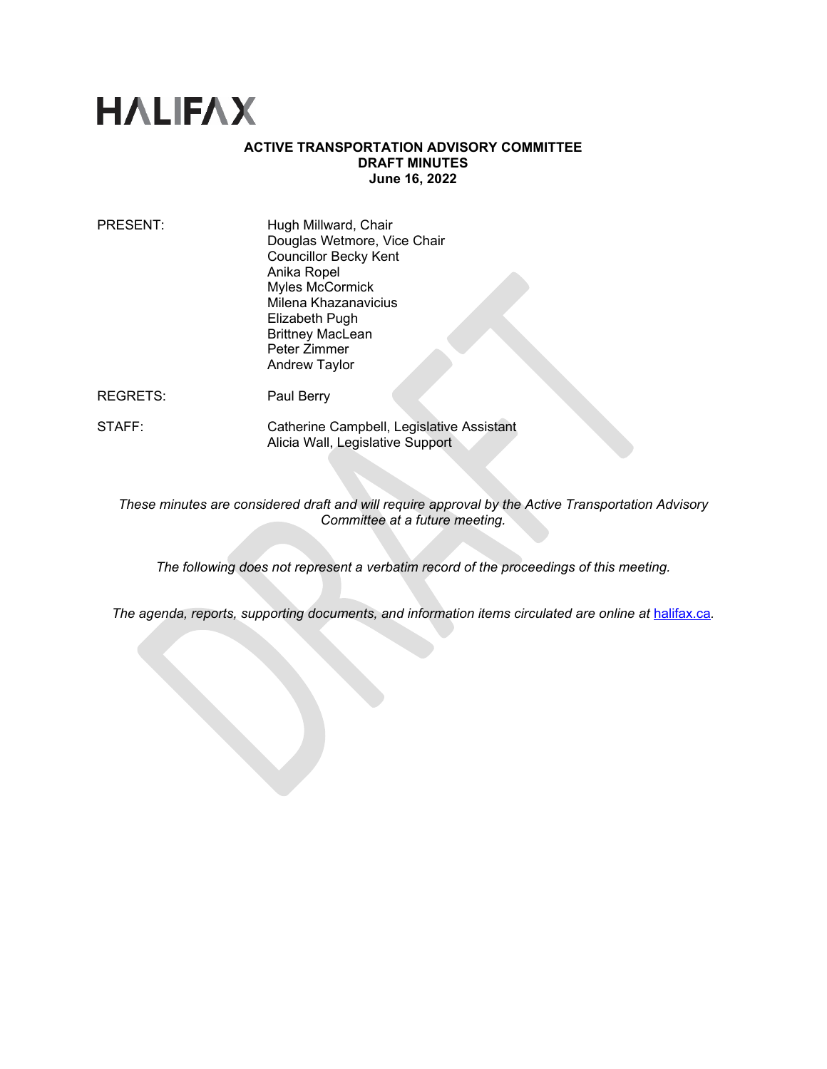# HALIFAX

**ACTIVE TRANSPORTATION ADVISORY COMMITTEE**
**DRAFT MINUTES**
**June 16, 2022**

PRESENT: Hugh Millward, Chair
Douglas Wetmore, Vice Chair
Councillor Becky Kent
Anika Ropel
Myles McCormick
Milena Khazanavicius
Elizabeth Pugh
Brittney MacLean
Peter Zimmer
Andrew Taylor

REGRETS: Paul Berry

STAFF: Catherine Campbell, Legislative Assistant
Alicia Wall, Legislative Support

*These minutes are considered draft and will require approval by the Active Transportation Advisory Committee at a future meeting.*

*The following does not represent a verbatim record of the proceedings of this meeting.*

*The agenda, reports, supporting documents, and information items circulated are online at* [halifax.ca](halifax.ca)*.*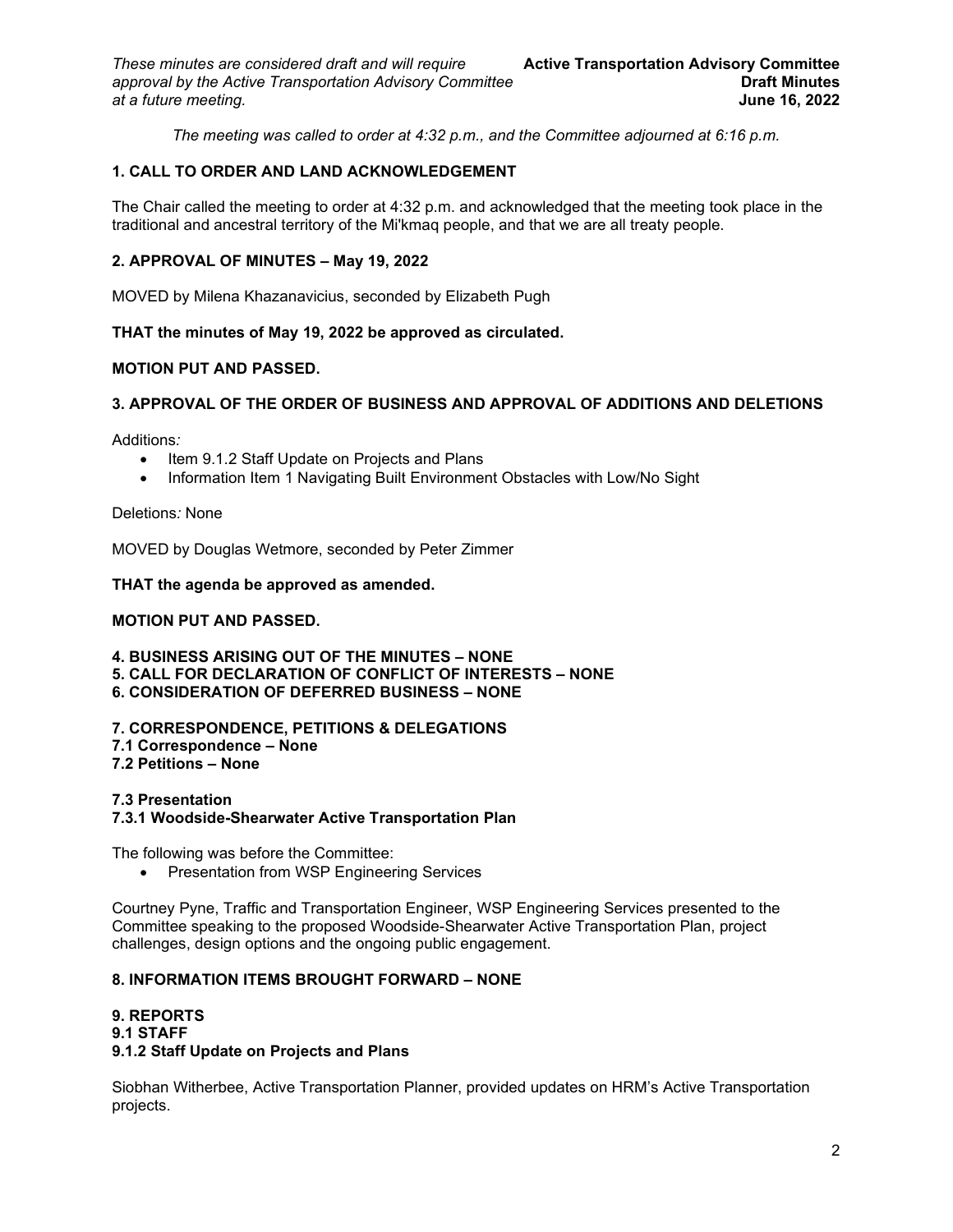*The meeting was called to order at 4:32 p.m., and the Committee adjourned at 6:16 p.m.*

**1. CALL TO ORDER AND LAND ACKNOWLEDGEMENT**

The Chair called the meeting to order at 4:32 p.m. and acknowledged that the meeting took place in the traditional and ancestral territory of the Mi'kmaq people, and that we are all treaty people.

**2. APPROVAL OF MINUTES – May 19, 2022**

MOVED by Milena Khazanavicius, seconded by Elizabeth Pugh

**THAT the minutes of May 19, 2022 be approved as circulated.**

**MOTION PUT AND PASSED.**

**3. APPROVAL OF THE ORDER OF BUSINESS AND APPROVAL OF ADDITIONS AND DELETIONS**

Additions*:*

- Item 9.1.2 Staff Update on Projects and Plans
- Information Item 1 Navigating Built Environment Obstacles with Low/No Sight

Deletions*:* None

MOVED by Douglas Wetmore, seconded by Peter Zimmer

**THAT the agenda be approved as amended.**

**MOTION PUT AND PASSED.**

**4. BUSINESS ARISING OUT OF THE MINUTES – NONE**
**5. CALL FOR DECLARATION OF CONFLICT OF INTERESTS – NONE**
**6. CONSIDERATION OF DEFERRED BUSINESS – NONE**

**7. CORRESPONDENCE, PETITIONS & DELEGATIONS**
**7.1 Correspondence – None**
**7.2 Petitions – None**

**7.3 Presentation**
**7.3.1 Woodside-Shearwater Active Transportation Plan**

The following was before the Committee:

- Presentation from WSP Engineering Services

Courtney Pyne, Traffic and Transportation Engineer, WSP Engineering Services presented to the Committee speaking to the proposed Woodside-Shearwater Active Transportation Plan, project challenges, design options and the ongoing public engagement.

**8. INFORMATION ITEMS BROUGHT FORWARD – NONE**

**9. REPORTS**
**9.1 STAFF**
**9.1.2 Staff Update on Projects and Plans**

Siobhan Witherbee, Active Transportation Planner, provided updates on HRM's Active Transportation projects.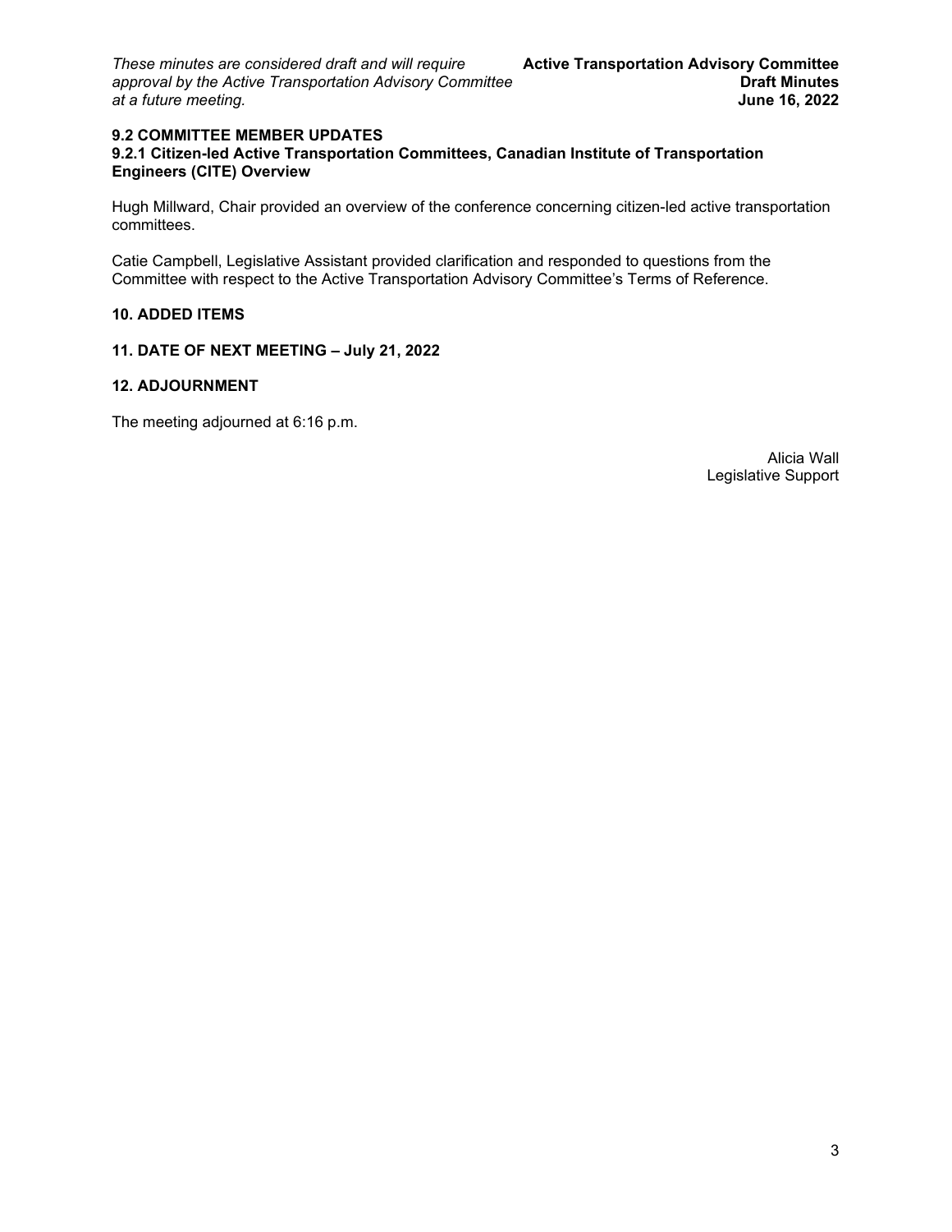### 9.2 COMMITTEE MEMBER UPDATES

#### 9.2.1 Citizen-led Active Transportation Committees, Canadian Institute of Transportation Engineers (CITE) Overview

Hugh Millward, Chair provided an overview of the conference concerning citizen-led active transportation committees.

Catie Campbell, Legislative Assistant provided clarification and responded to questions from the Committee with respect to the Active Transportation Advisory Committee's Terms of Reference.

### 10. ADDED ITEMS

### 11. DATE OF NEXT MEETING – July 21, 2022

### 12. ADJOURNMENT

The meeting adjourned at 6:16 p.m.

Alicia Wall
Legislative Support